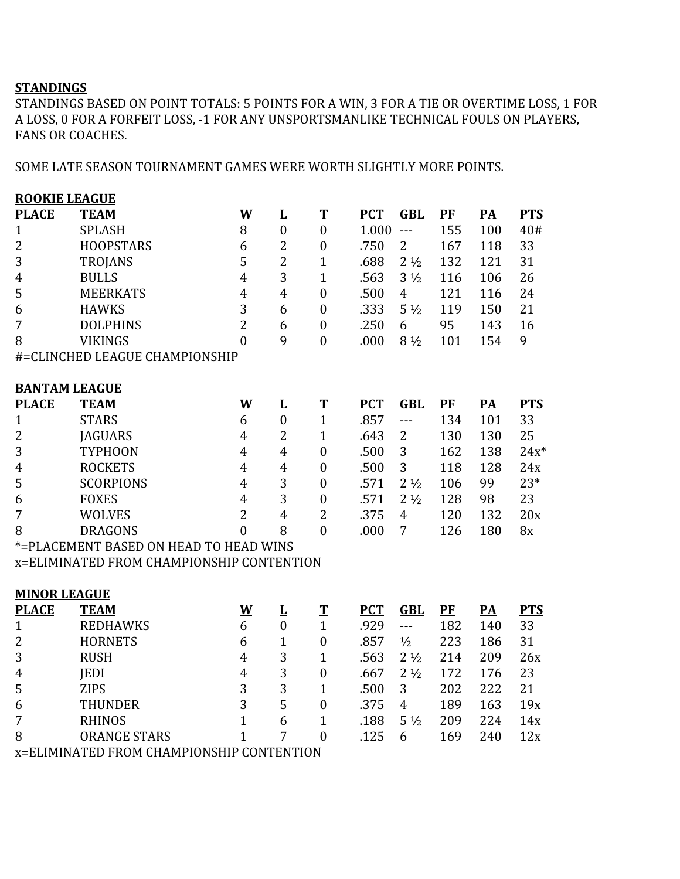## STANDINGS

STANDINGS BASED ON POINT TOTALS: 5 POINTS FOR A WIN, 3 FOR A TIE OR OVERTIME LOSS, 1 FOR A LOSS, 0 FOR A FORFEIT LOSS, -1 FOR ANY UNSPORTSMANLIKE TECHNICAL FOULS ON PLAYERS, FANS OR COACHES.

SOME LATE SEASON TOURNAMENT GAMES WERE WORTH SLIGHTLY MORE POINTS.

### ROOKIE LEAGUE

| PLACE | TEAM | W | L | T | PCT | GBL | PF | PA | PTS |
|---|---|---|---|---|---|---|---|---|---|
| 1 | SPLASH | 8 | 0 | 0 | 1.000 | --- | 155 | 100 | 40# |
| 2 | HOOPSTARS | 6 | 2 | 0 | .750 | 2 | 167 | 118 | 33 |
| 3 | TROJANS | 5 | 2 | 1 | .688 | 2 ½ | 132 | 121 | 31 |
| 4 | BULLS | 4 | 3 | 1 | .563 | 3 ½ | 116 | 106 | 26 |
| 5 | MEERKATS | 4 | 4 | 0 | .500 | 4 | 121 | 116 | 24 |
| 6 | HAWKS | 3 | 6 | 0 | .333 | 5 ½ | 119 | 150 | 21 |
| 7 | DOLPHINS | 2 | 6 | 0 | .250 | 6 | 95 | 143 | 16 |
| 8 | VIKINGS | 0 | 9 | 0 | .000 | 8 ½ | 101 | 154 | 9 |

#=CLINCHED LEAGUE CHAMPIONSHIP

### BANTAM LEAGUE

| PLACE | TEAM | W | L | T | PCT | GBL | PF | PA | PTS |
|---|---|---|---|---|---|---|---|---|---|
| 1 | STARS | 6 | 0 | 1 | .857 | --- | 134 | 101 | 33 |
| 2 | JAGUARS | 4 | 2 | 1 | .643 | 2 | 130 | 130 | 25 |
| 3 | TYPHOON | 4 | 4 | 0 | .500 | 3 | 162 | 138 | 24x* |
| 4 | ROCKETS | 4 | 4 | 0 | .500 | 3 | 118 | 128 | 24x |
| 5 | SCORPIONS | 4 | 3 | 0 | .571 | 2 ½ | 106 | 99 | 23* |
| 6 | FOXES | 4 | 3 | 0 | .571 | 2 ½ | 128 | 98 | 23 |
| 7 | WOLVES | 2 | 4 | 2 | .375 | 4 | 120 | 132 | 20x |
| 8 | DRAGONS | 0 | 8 | 0 | .000 | 7 | 126 | 180 | 8x |

*=PLACEMENT BASED ON HEAD TO HEAD WINS
x=ELIMINATED FROM CHAMPIONSHIP CONTENTION

### MINOR LEAGUE

| PLACE | TEAM | W | L | T | PCT | GBL | PF | PA | PTS |
|---|---|---|---|---|---|---|---|---|---|
| 1 | REDHAWKS | 6 | 0 | 1 | .929 | --- | 182 | 140 | 33 |
| 2 | HORNETS | 6 | 1 | 0 | .857 | ½ | 223 | 186 | 31 |
| 3 | RUSH | 4 | 3 | 1 | .563 | 2 ½ | 214 | 209 | 26x |
| 4 | JEDI | 4 | 3 | 0 | .667 | 2 ½ | 172 | 176 | 23 |
| 5 | ZIPS | 3 | 3 | 1 | .500 | 3 | 202 | 222 | 21 |
| 6 | THUNDER | 3 | 5 | 0 | .375 | 4 | 189 | 163 | 19x |
| 7 | RHINOS | 1 | 6 | 1 | .188 | 5 ½ | 209 | 224 | 14x |
| 8 | ORANGE STARS | 1 | 7 | 0 | .125 | 6 | 169 | 240 | 12x |

x=ELIMINATED FROM CHAMPIONSHIP CONTENTION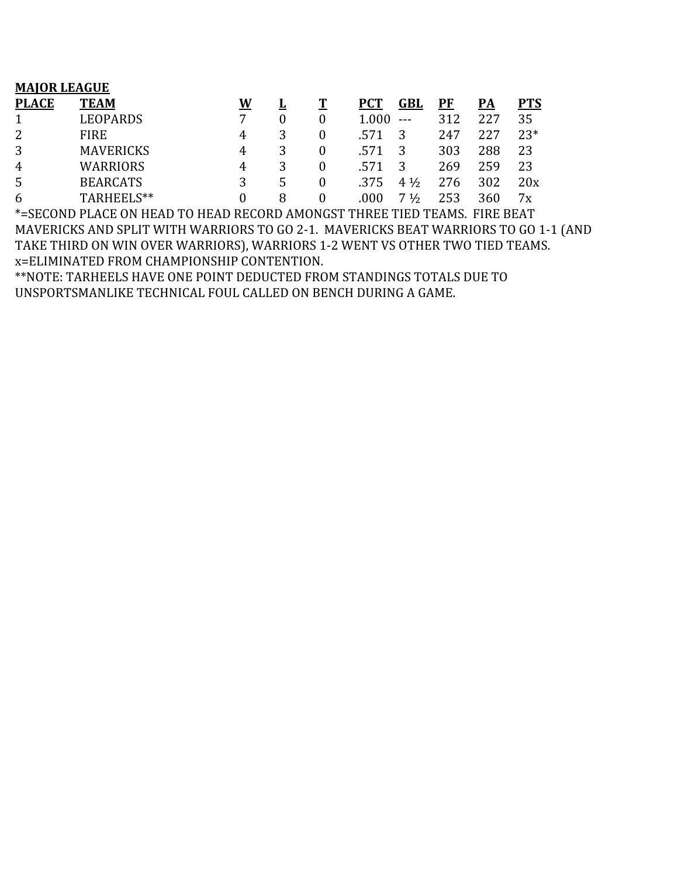**MAJOR LEAGUE**

| PLACE | TEAM | W | L | T | PCT | GBL | PF | PA | PTS |
|---|---|---|---|---|---|---|---|---|---|
| 1 | LEOPARDS | 7 | 0 | 0 | 1.000 | --- | 312 | 227 | 35 |
| 2 | FIRE | 4 | 3 | 0 | .571 | 3 | 247 | 227 | 23* |
| 3 | MAVERICKS | 4 | 3 | 0 | .571 | 3 | 303 | 288 | 23 |
| 4 | WARRIORS | 4 | 3 | 0 | .571 | 3 | 269 | 259 | 23 |
| 5 | BEARCATS | 3 | 5 | 0 | .375 | 4 ½ | 276 | 302 | 20x |
| 6 | TARHEELS** | 0 | 8 | 0 | .000 | 7 ½ | 253 | 360 | 7x |

*=SECOND PLACE ON HEAD TO HEAD RECORD AMONGST THREE TIED TEAMS. FIRE BEAT MAVERICKS AND SPLIT WITH WARRIORS TO GO 2-1. MAVERICKS BEAT WARRIORS TO GO 1-1 (AND TAKE THIRD ON WIN OVER WARRIORS), WARRIORS 1-2 WENT VS OTHER TWO TIED TEAMS.

x=ELIMINATED FROM CHAMPIONSHIP CONTENTION.

**NOTE: TARHEELS HAVE ONE POINT DEDUCTED FROM STANDINGS TOTALS DUE TO UNSPORTSMANLIKE TECHNICAL FOUL CALLED ON BENCH DURING A GAME.